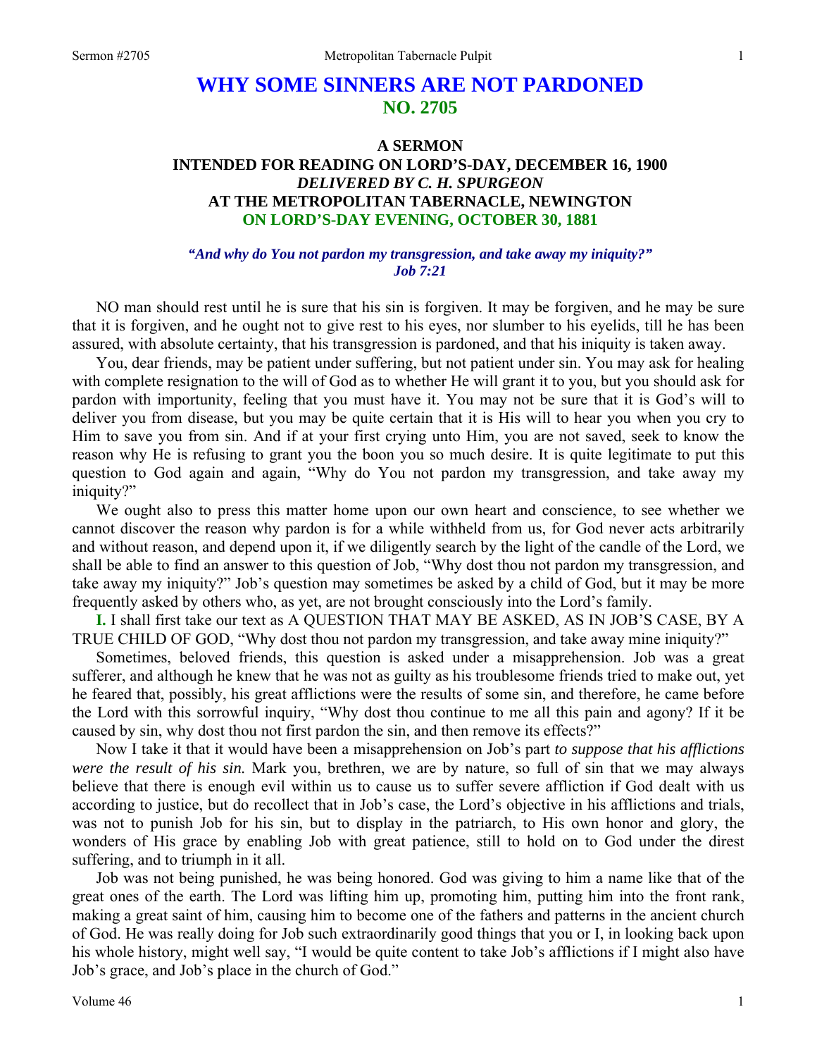# WHY SOME SINNERS ARE NOT PARDONED
## NO. 2705

### A SERMON
### INTENDED FOR READING ON LORD'S-DAY, DECEMBER 16, 1900
### *DELIVERED BY C. H. SPURGEON*
### AT THE METROPOLITAN TABERNACLE, NEWINGTON
### ON LORD'S-DAY EVENING, OCTOBER 30, 1881

***"And why do You not pardon my transgression, and take away my iniquity?"***
***Job 7:21***

NO man should rest until he is sure that his sin is forgiven. It may be forgiven, and he may be sure that it is forgiven, and he ought not to give rest to his eyes, nor slumber to his eyelids, till he has been assured, with absolute certainty, that his transgression is pardoned, and that his iniquity is taken away.

You, dear friends, may be patient under suffering, but not patient under sin. You may ask for healing with complete resignation to the will of God as to whether He will grant it to you, but you should ask for pardon with importunity, feeling that you must have it. You may not be sure that it is God's will to deliver you from disease, but you may be quite certain that it is His will to hear you when you cry to Him to save you from sin. And if at your first crying unto Him, you are not saved, seek to know the reason why He is refusing to grant you the boon you so much desire. It is quite legitimate to put this question to God again and again, "Why do You not pardon my transgression, and take away my iniquity?"

We ought also to press this matter home upon our own heart and conscience, to see whether we cannot discover the reason why pardon is for a while withheld from us, for God never acts arbitrarily and without reason, and depend upon it, if we diligently search by the light of the candle of the Lord, we shall be able to find an answer to this question of Job, "Why dost thou not pardon my transgression, and take away my iniquity?" Job's question may sometimes be asked by a child of God, but it may be more frequently asked by others who, as yet, are not brought consciously into the Lord's family.

**I.** I shall first take our text as A QUESTION THAT MAY BE ASKED, AS IN JOB'S CASE, BY A TRUE CHILD OF GOD, "Why dost thou not pardon my transgression, and take away mine iniquity?"

Sometimes, beloved friends, this question is asked under a misapprehension. Job was a great sufferer, and although he knew that he was not as guilty as his troublesome friends tried to make out, yet he feared that, possibly, his great afflictions were the results of some sin, and therefore, he came before the Lord with this sorrowful inquiry, "Why dost thou continue to me all this pain and agony? If it be caused by sin, why dost thou not first pardon the sin, and then remove its effects?"

Now I take it that it would have been a misapprehension on Job's part *to suppose that his afflictions were the result of his sin.* Mark you, brethren, we are by nature, so full of sin that we may always believe that there is enough evil within us to cause us to suffer severe affliction if God dealt with us according to justice, but do recollect that in Job's case, the Lord's objective in his afflictions and trials, was not to punish Job for his sin, but to display in the patriarch, to His own honor and glory, the wonders of His grace by enabling Job with great patience, still to hold on to God under the direst suffering, and to triumph in it all.

Job was not being punished, he was being honored. God was giving to him a name like that of the great ones of the earth. The Lord was lifting him up, promoting him, putting him into the front rank, making a great saint of him, causing him to become one of the fathers and patterns in the ancient church of God. He was really doing for Job such extraordinarily good things that you or I, in looking back upon his whole history, might well say, "I would be quite content to take Job's afflictions if I might also have Job's grace, and Job's place in the church of God."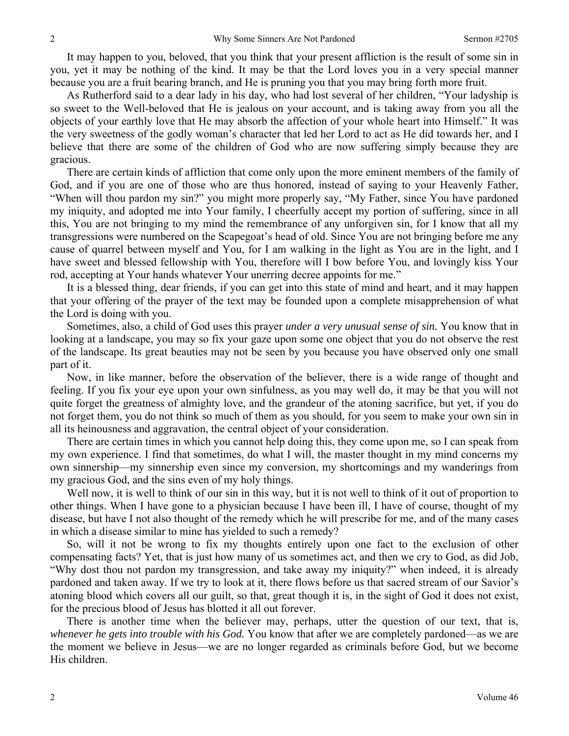It may happen to you, beloved, that you think that your present affliction is the result of some sin in you, yet it may be nothing of the kind. It may be that the Lord loves you in a very special manner because you are a fruit bearing branch, and He is pruning you that you may bring forth more fruit.

As Rutherford said to a dear lady in his day, who had lost several of her children, "Your ladyship is so sweet to the Well-beloved that He is jealous on your account, and is taking away from you all the objects of your earthly love that He may absorb the affection of your whole heart into Himself." It was the very sweetness of the godly woman's character that led her Lord to act as He did towards her, and I believe that there are some of the children of God who are now suffering simply because they are gracious.

There are certain kinds of affliction that come only upon the more eminent members of the family of God, and if you are one of those who are thus honored, instead of saying to your Heavenly Father, "When will thou pardon my sin?" you might more properly say, "My Father, since You have pardoned my iniquity, and adopted me into Your family, I cheerfully accept my portion of suffering, since in all this, You are not bringing to my mind the remembrance of any unforgiven sin, for I know that all my transgressions were numbered on the Scapegoat's head of old. Since You are not bringing before me any cause of quarrel between myself and You, for I am walking in the light as You are in the light, and I have sweet and blessed fellowship with You, therefore will I bow before You, and lovingly kiss Your rod, accepting at Your hands whatever Your unerring decree appoints for me."

It is a blessed thing, dear friends, if you can get into this state of mind and heart, and it may happen that your offering of the prayer of the text may be founded upon a complete misapprehension of what the Lord is doing with you.

Sometimes, also, a child of God uses this prayer *under a very unusual sense of sin.* You know that in looking at a landscape, you may so fix your gaze upon some one object that you do not observe the rest of the landscape. Its great beauties may not be seen by you because you have observed only one small part of it.

Now, in like manner, before the observation of the believer, there is a wide range of thought and feeling. If you fix your eye upon your own sinfulness, as you may well do, it may be that you will not quite forget the greatness of almighty love, and the grandeur of the atoning sacrifice, but yet, if you do not forget them, you do not think so much of them as you should, for you seem to make your own sin in all its heinousness and aggravation, the central object of your consideration.

There are certain times in which you cannot help doing this, they come upon me, so I can speak from my own experience. I find that sometimes, do what I will, the master thought in my mind concerns my own sinnership—my sinnership even since my conversion, my shortcomings and my wanderings from my gracious God, and the sins even of my holy things.

Well now, it is well to think of our sin in this way, but it is not well to think of it out of proportion to other things. When I have gone to a physician because I have been ill, I have of course, thought of my disease, but have I not also thought of the remedy which he will prescribe for me, and of the many cases in which a disease similar to mine has yielded to such a remedy?

So, will it not be wrong to fix my thoughts entirely upon one fact to the exclusion of other compensating facts? Yet, that is just how many of us sometimes act, and then we cry to God, as did Job, "Why dost thou not pardon my transgression, and take away my iniquity?" when indeed, it is already pardoned and taken away. If we try to look at it, there flows before us that sacred stream of our Savior's atoning blood which covers all our guilt, so that, great though it is, in the sight of God it does not exist, for the precious blood of Jesus has blotted it all out forever.

There is another time when the believer may, perhaps, utter the question of our text, that is, *whenever he gets into trouble with his God.* You know that after we are completely pardoned—as we are the moment we believe in Jesus—we are no longer regarded as criminals before God, but we become His children.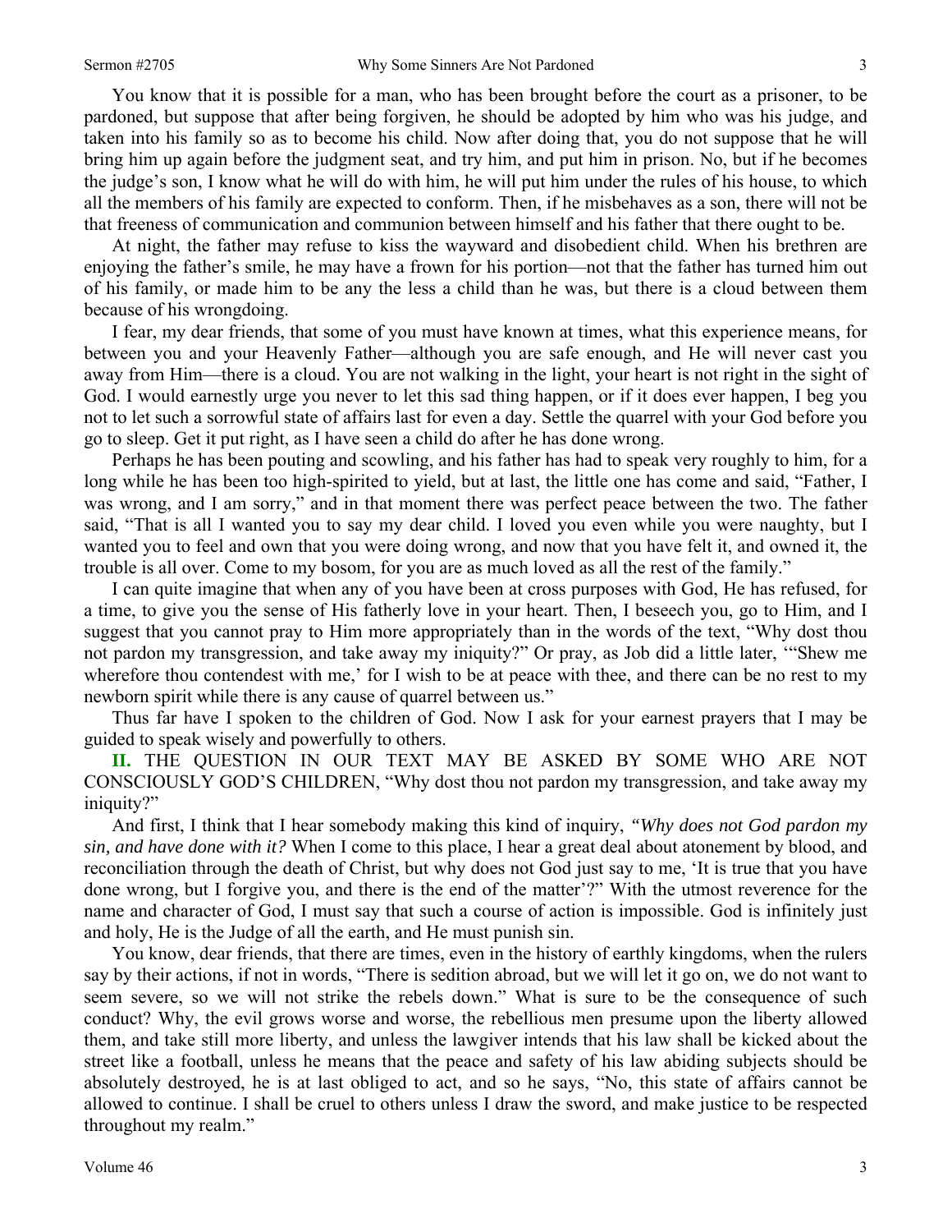You know that it is possible for a man, who has been brought before the court as a prisoner, to be pardoned, but suppose that after being forgiven, he should be adopted by him who was his judge, and taken into his family so as to become his child. Now after doing that, you do not suppose that he will bring him up again before the judgment seat, and try him, and put him in prison. No, but if he becomes the judge's son, I know what he will do with him, he will put him under the rules of his house, to which all the members of his family are expected to conform. Then, if he misbehaves as a son, there will not be that freeness of communication and communion between himself and his father that there ought to be.

At night, the father may refuse to kiss the wayward and disobedient child. When his brethren are enjoying the father's smile, he may have a frown for his portion—not that the father has turned him out of his family, or made him to be any the less a child than he was, but there is a cloud between them because of his wrongdoing.

I fear, my dear friends, that some of you must have known at times, what this experience means, for between you and your Heavenly Father—although you are safe enough, and He will never cast you away from Him—there is a cloud. You are not walking in the light, your heart is not right in the sight of God. I would earnestly urge you never to let this sad thing happen, or if it does ever happen, I beg you not to let such a sorrowful state of affairs last for even a day. Settle the quarrel with your God before you go to sleep. Get it put right, as I have seen a child do after he has done wrong.

Perhaps he has been pouting and scowling, and his father has had to speak very roughly to him, for a long while he has been too high-spirited to yield, but at last, the little one has come and said, "Father, I was wrong, and I am sorry," and in that moment there was perfect peace between the two. The father said, "That is all I wanted you to say my dear child. I loved you even while you were naughty, but I wanted you to feel and own that you were doing wrong, and now that you have felt it, and owned it, the trouble is all over. Come to my bosom, for you are as much loved as all the rest of the family."

I can quite imagine that when any of you have been at cross purposes with God, He has refused, for a time, to give you the sense of His fatherly love in your heart. Then, I beseech you, go to Him, and I suggest that you cannot pray to Him more appropriately than in the words of the text, "Why dost thou not pardon my transgression, and take away my iniquity?" Or pray, as Job did a little later, '"Shew me wherefore thou contendest with me,' for I wish to be at peace with thee, and there can be no rest to my newborn spirit while there is any cause of quarrel between us."

Thus far have I spoken to the children of God. Now I ask for your earnest prayers that I may be guided to speak wisely and powerfully to others.

**II.** THE QUESTION IN OUR TEXT MAY BE ASKED BY SOME WHO ARE NOT CONSCIOUSLY GOD'S CHILDREN, "Why dost thou not pardon my transgression, and take away my iniquity?"

And first, I think that I hear somebody making this kind of inquiry, *"Why does not God pardon my sin, and have done with it?* When I come to this place, I hear a great deal about atonement by blood, and reconciliation through the death of Christ, but why does not God just say to me, 'It is true that you have done wrong, but I forgive you, and there is the end of the matter'?" With the utmost reverence for the name and character of God, I must say that such a course of action is impossible. God is infinitely just and holy, He is the Judge of all the earth, and He must punish sin.

You know, dear friends, that there are times, even in the history of earthly kingdoms, when the rulers say by their actions, if not in words, "There is sedition abroad, but we will let it go on, we do not want to seem severe, so we will not strike the rebels down." What is sure to be the consequence of such conduct? Why, the evil grows worse and worse, the rebellious men presume upon the liberty allowed them, and take still more liberty, and unless the lawgiver intends that his law shall be kicked about the street like a football, unless he means that the peace and safety of his law abiding subjects should be absolutely destroyed, he is at last obliged to act, and so he says, "No, this state of affairs cannot be allowed to continue. I shall be cruel to others unless I draw the sword, and make justice to be respected throughout my realm."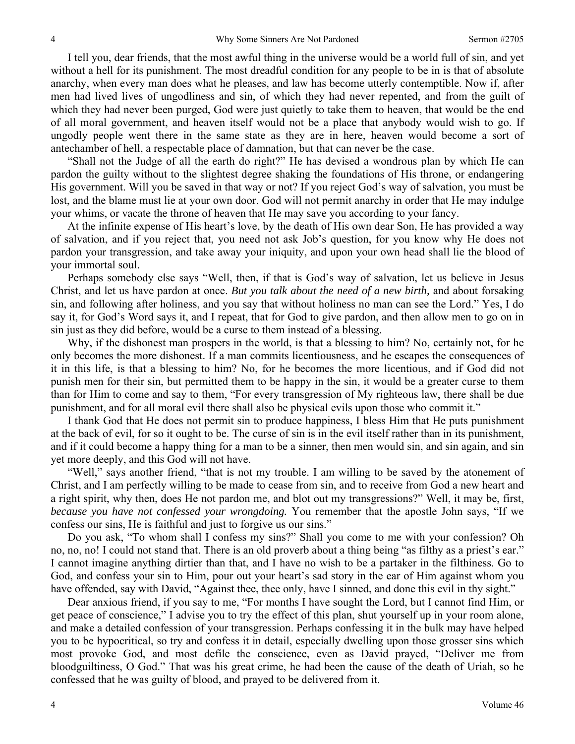I tell you, dear friends, that the most awful thing in the universe would be a world full of sin, and yet without a hell for its punishment. The most dreadful condition for any people to be in is that of absolute anarchy, when every man does what he pleases, and law has become utterly contemptible. Now if, after men had lived lives of ungodliness and sin, of which they had never repented, and from the guilt of which they had never been purged, God were just quietly to take them to heaven, that would be the end of all moral government, and heaven itself would not be a place that anybody would wish to go. If ungodly people went there in the same state as they are in here, heaven would become a sort of antechamber of hell, a respectable place of damnation, but that can never be the case.

"Shall not the Judge of all the earth do right?" He has devised a wondrous plan by which He can pardon the guilty without to the slightest degree shaking the foundations of His throne, or endangering His government. Will you be saved in that way or not? If you reject God's way of salvation, you must be lost, and the blame must lie at your own door. God will not permit anarchy in order that He may indulge your whims, or vacate the throne of heaven that He may save you according to your fancy.

At the infinite expense of His heart's love, by the death of His own dear Son, He has provided a way of salvation, and if you reject that, you need not ask Job's question, for you know why He does not pardon your transgression, and take away your iniquity, and upon your own head shall lie the blood of your immortal soul.

Perhaps somebody else says "Well, then, if that is God's way of salvation, let us believe in Jesus Christ, and let us have pardon at once. *But you talk about the need of a new birth,* and about forsaking sin, and following after holiness, and you say that without holiness no man can see the Lord." Yes, I do say it, for God's Word says it, and I repeat, that for God to give pardon, and then allow men to go on in sin just as they did before, would be a curse to them instead of a blessing.

Why, if the dishonest man prospers in the world, is that a blessing to him? No, certainly not, for he only becomes the more dishonest. If a man commits licentiousness, and he escapes the consequences of it in this life, is that a blessing to him? No, for he becomes the more licentious, and if God did not punish men for their sin, but permitted them to be happy in the sin, it would be a greater curse to them than for Him to come and say to them, "For every transgression of My righteous law, there shall be due punishment, and for all moral evil there shall also be physical evils upon those who commit it."

I thank God that He does not permit sin to produce happiness, I bless Him that He puts punishment at the back of evil, for so it ought to be. The curse of sin is in the evil itself rather than in its punishment, and if it could become a happy thing for a man to be a sinner, then men would sin, and sin again, and sin yet more deeply, and this God will not have.

"Well," says another friend, "that is not my trouble. I am willing to be saved by the atonement of Christ, and I am perfectly willing to be made to cease from sin, and to receive from God a new heart and a right spirit, why then, does He not pardon me, and blot out my transgressions?" Well, it may be, first, *because you have not confessed your wrongdoing.* You remember that the apostle John says, "If we confess our sins, He is faithful and just to forgive us our sins."

Do you ask, "To whom shall I confess my sins?" Shall you come to me with your confession? Oh no, no, no! I could not stand that. There is an old proverb about a thing being "as filthy as a priest's ear." I cannot imagine anything dirtier than that, and I have no wish to be a partaker in the filthiness. Go to God, and confess your sin to Him, pour out your heart's sad story in the ear of Him against whom you have offended, say with David, "Against thee, thee only, have I sinned, and done this evil in thy sight."

Dear anxious friend, if you say to me, "For months I have sought the Lord, but I cannot find Him, or get peace of conscience," I advise you to try the effect of this plan, shut yourself up in your room alone, and make a detailed confession of your transgression. Perhaps confessing it in the bulk may have helped you to be hypocritical, so try and confess it in detail, especially dwelling upon those grosser sins which most provoke God, and most defile the conscience, even as David prayed, "Deliver me from bloodguiltiness, O God." That was his great crime, he had been the cause of the death of Uriah, so he confessed that he was guilty of blood, and prayed to be delivered from it.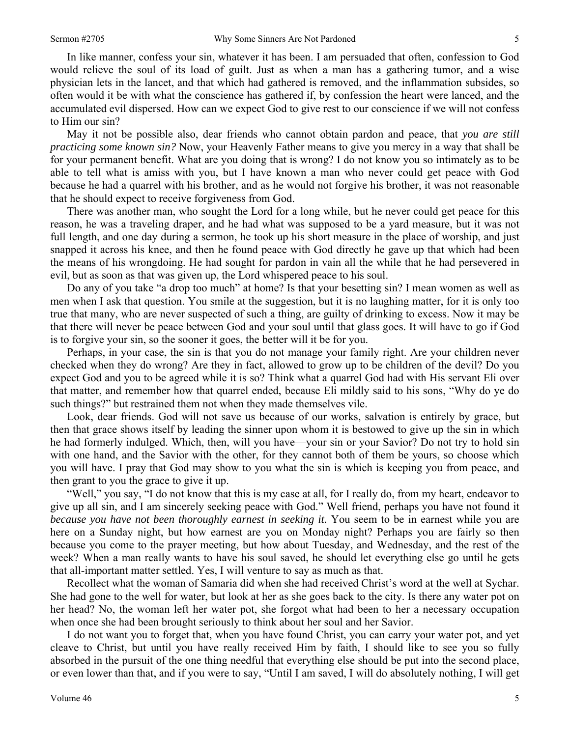In like manner, confess your sin, whatever it has been. I am persuaded that often, confession to God would relieve the soul of its load of guilt. Just as when a man has a gathering tumor, and a wise physician lets in the lancet, and that which had gathered is removed, and the inflammation subsides, so often would it be with what the conscience has gathered if, by confession the heart were lanced, and the accumulated evil dispersed. How can we expect God to give rest to our conscience if we will not confess to Him our sin?

May it not be possible also, dear friends who cannot obtain pardon and peace, that *you are still practicing some known sin?* Now, your Heavenly Father means to give you mercy in a way that shall be for your permanent benefit. What are you doing that is wrong? I do not know you so intimately as to be able to tell what is amiss with you, but I have known a man who never could get peace with God because he had a quarrel with his brother, and as he would not forgive his brother, it was not reasonable that he should expect to receive forgiveness from God.

There was another man, who sought the Lord for a long while, but he never could get peace for this reason, he was a traveling draper, and he had what was supposed to be a yard measure, but it was not full length, and one day during a sermon, he took up his short measure in the place of worship, and just snapped it across his knee, and then he found peace with God directly he gave up that which had been the means of his wrongdoing. He had sought for pardon in vain all the while that he had persevered in evil, but as soon as that was given up, the Lord whispered peace to his soul.

Do any of you take "a drop too much" at home? Is that your besetting sin? I mean women as well as men when I ask that question. You smile at the suggestion, but it is no laughing matter, for it is only too true that many, who are never suspected of such a thing, are guilty of drinking to excess. Now it may be that there will never be peace between God and your soul until that glass goes. It will have to go if God is to forgive your sin, so the sooner it goes, the better will it be for you.

Perhaps, in your case, the sin is that you do not manage your family right. Are your children never checked when they do wrong? Are they in fact, allowed to grow up to be children of the devil? Do you expect God and you to be agreed while it is so? Think what a quarrel God had with His servant Eli over that matter, and remember how that quarrel ended, because Eli mildly said to his sons, "Why do ye do such things?" but restrained them not when they made themselves vile.

Look, dear friends. God will not save us because of our works, salvation is entirely by grace, but then that grace shows itself by leading the sinner upon whom it is bestowed to give up the sin in which he had formerly indulged. Which, then, will you have—your sin or your Savior? Do not try to hold sin with one hand, and the Savior with the other, for they cannot both of them be yours, so choose which you will have. I pray that God may show to you what the sin is which is keeping you from peace, and then grant to you the grace to give it up.

"Well," you say, "I do not know that this is my case at all, for I really do, from my heart, endeavor to give up all sin, and I am sincerely seeking peace with God." Well friend, perhaps you have not found it *because you have not been thoroughly earnest in seeking it.* You seem to be in earnest while you are here on a Sunday night, but how earnest are you on Monday night? Perhaps you are fairly so then because you come to the prayer meeting, but how about Tuesday, and Wednesday, and the rest of the week? When a man really wants to have his soul saved, he should let everything else go until he gets that all-important matter settled. Yes, I will venture to say as much as that.

Recollect what the woman of Samaria did when she had received Christ's word at the well at Sychar. She had gone to the well for water, but look at her as she goes back to the city. Is there any water pot on her head? No, the woman left her water pot, she forgot what had been to her a necessary occupation when once she had been brought seriously to think about her soul and her Savior.

I do not want you to forget that, when you have found Christ, you can carry your water pot, and yet cleave to Christ, but until you have really received Him by faith, I should like to see you so fully absorbed in the pursuit of the one thing needful that everything else should be put into the second place, or even lower than that, and if you were to say, "Until I am saved, I will do absolutely nothing, I will get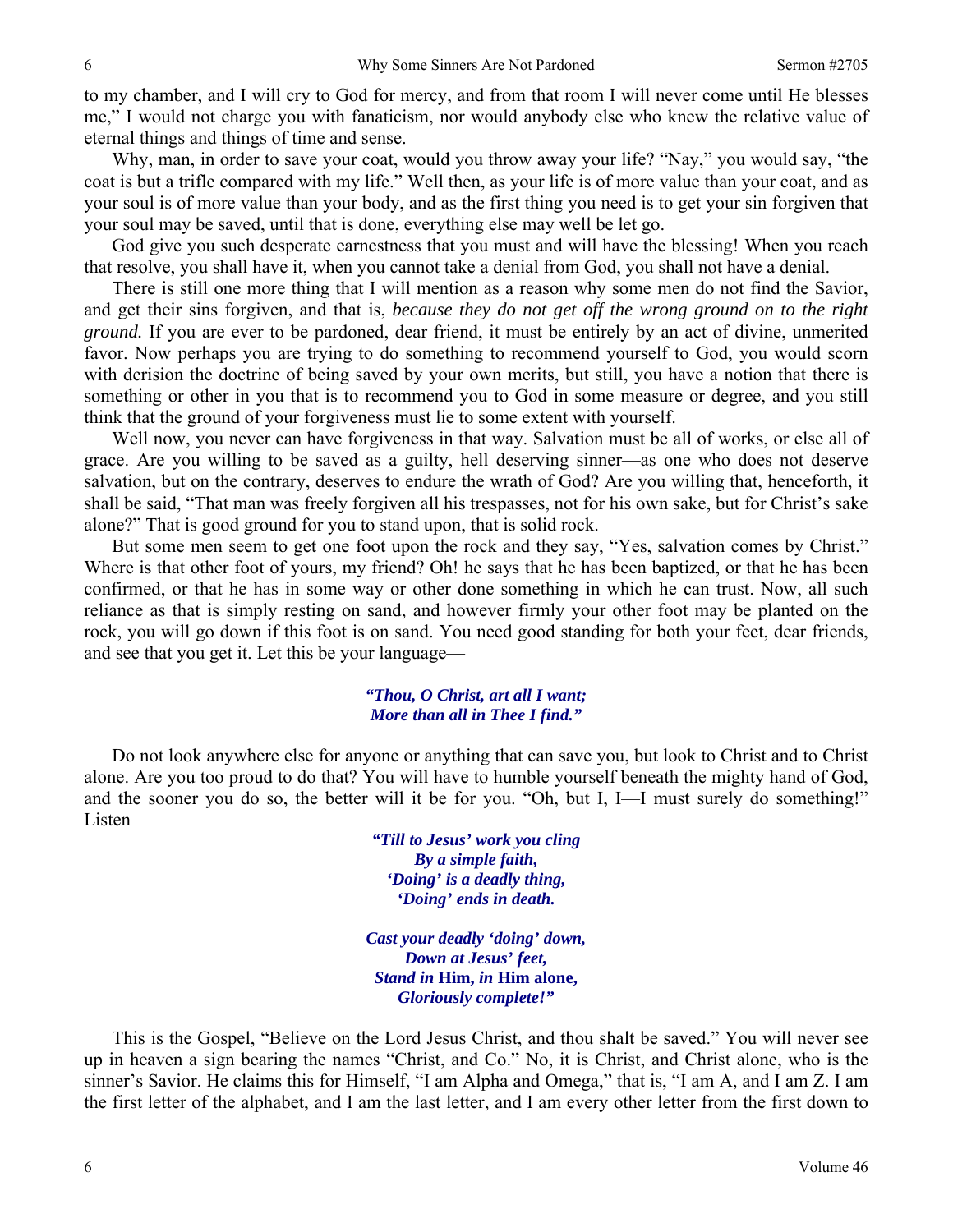to my chamber, and I will cry to God for mercy, and from that room I will never come until He blesses me," I would not charge you with fanaticism, nor would anybody else who knew the relative value of eternal things and things of time and sense.

Why, man, in order to save your coat, would you throw away your life? "Nay," you would say, "the coat is but a trifle compared with my life." Well then, as your life is of more value than your coat, and as your soul is of more value than your body, and as the first thing you need is to get your sin forgiven that your soul may be saved, until that is done, everything else may well be let go.

God give you such desperate earnestness that you must and will have the blessing! When you reach that resolve, you shall have it, when you cannot take a denial from God, you shall not have a denial.

There is still one more thing that I will mention as a reason why some men do not find the Savior, and get their sins forgiven, and that is, *because they do not get off the wrong ground on to the right ground.* If you are ever to be pardoned, dear friend, it must be entirely by an act of divine, unmerited favor. Now perhaps you are trying to do something to recommend yourself to God, you would scorn with derision the doctrine of being saved by your own merits, but still, you have a notion that there is something or other in you that is to recommend you to God in some measure or degree, and you still think that the ground of your forgiveness must lie to some extent with yourself.

Well now, you never can have forgiveness in that way. Salvation must be all of works, or else all of grace. Are you willing to be saved as a guilty, hell deserving sinner—as one who does not deserve salvation, but on the contrary, deserves to endure the wrath of God? Are you willing that, henceforth, it shall be said, "That man was freely forgiven all his trespasses, not for his own sake, but for Christ's sake alone?" That is good ground for you to stand upon, that is solid rock.

But some men seem to get one foot upon the rock and they say, "Yes, salvation comes by Christ." Where is that other foot of yours, my friend? Oh! he says that he has been baptized, or that he has been confirmed, or that he has in some way or other done something in which he can trust. Now, all such reliance as that is simply resting on sand, and however firmly your other foot may be planted on the rock, you will go down if this foot is on sand. You need good standing for both your feet, dear friends, and see that you get it. Let this be your language—

> ***"Thou, O Christ, art all I want;***
> ***More than all in Thee I find."***

Do not look anywhere else for anyone or anything that can save you, but look to Christ and to Christ alone. Are you too proud to do that? You will have to humble yourself beneath the mighty hand of God, and the sooner you do so, the better will it be for you. "Oh, but I, I—I must surely do something!" Listen—

> ***"Till to Jesus' work you cling***
> ***By a simple faith,***
> ***'Doing' is a deadly thing,***
> ***'Doing' ends in death.***
>
> ***Cast your deadly 'doing' down,***
> ***Down at Jesus' feet,***
> ***Stand in* Him*, in* Him alone*,***
> ***Gloriously complete!"***

This is the Gospel, "Believe on the Lord Jesus Christ, and thou shalt be saved." You will never see up in heaven a sign bearing the names "Christ, and Co." No, it is Christ, and Christ alone, who is the sinner's Savior. He claims this for Himself, "I am Alpha and Omega," that is, "I am A, and I am Z. I am the first letter of the alphabet, and I am the last letter, and I am every other letter from the first down to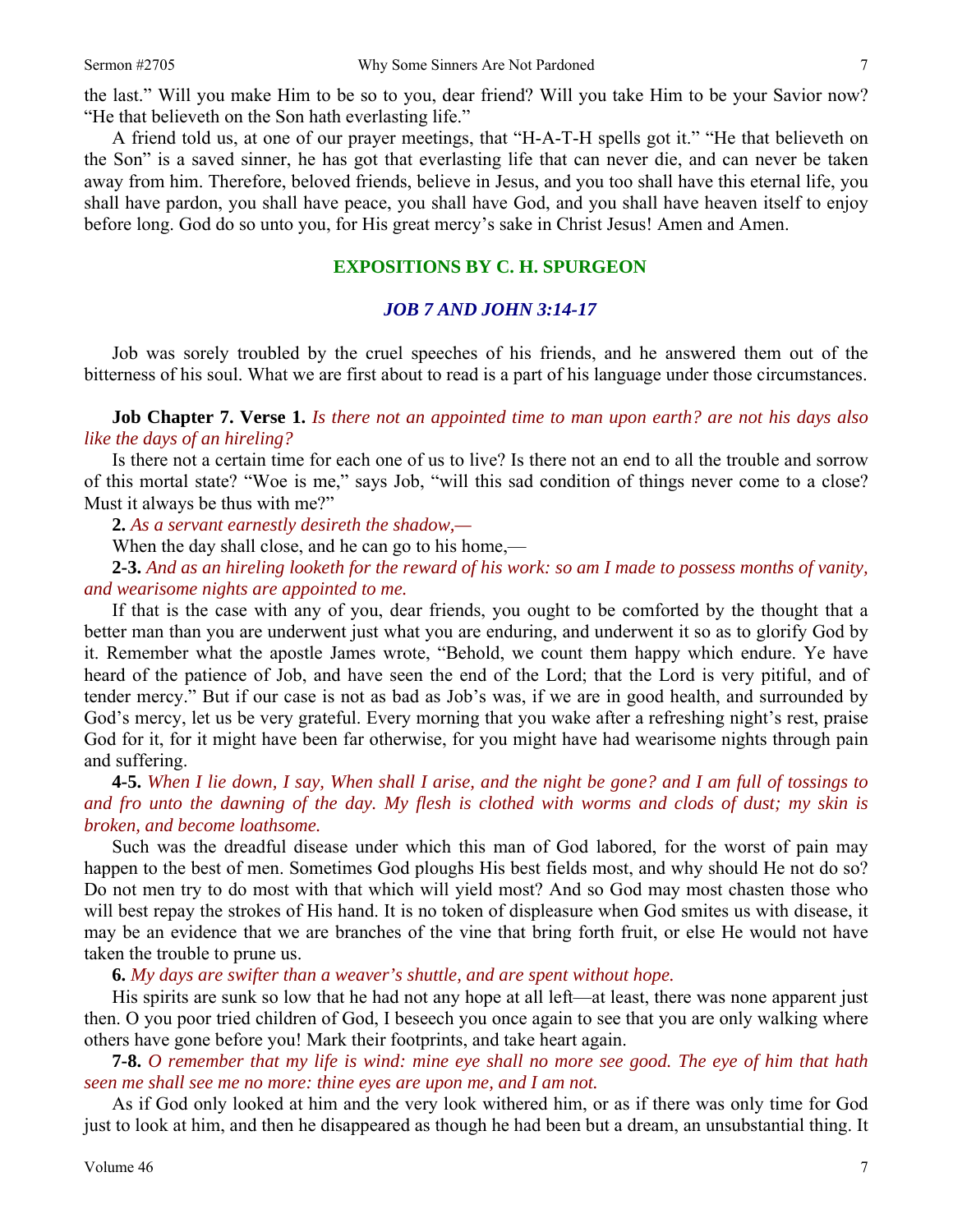the last." Will you make Him to be so to you, dear friend? Will you take Him to be your Savior now? "He that believeth on the Son hath everlasting life."

A friend told us, at one of our prayer meetings, that "H-A-T-H spells got it." "He that believeth on the Son" is a saved sinner, he has got that everlasting life that can never die, and can never be taken away from him. Therefore, beloved friends, believe in Jesus, and you too shall have this eternal life, you shall have pardon, you shall have peace, you shall have God, and you shall have heaven itself to enjoy before long. God do so unto you, for His great mercy's sake in Christ Jesus! Amen and Amen.

## EXPOSITIONS BY C. H. SPURGEON

### *JOB 7 AND JOHN 3:14-17*

Job was sorely troubled by the cruel speeches of his friends, and he answered them out of the bitterness of his soul. What we are first about to read is a part of his language under those circumstances.

**Job Chapter 7. Verse 1.** *Is there not an appointed time to man upon earth? are not his days also like the days of an hireling?*

Is there not a certain time for each one of us to live? Is there not an end to all the trouble and sorrow of this mortal state? "Woe is me," says Job, "will this sad condition of things never come to a close? Must it always be thus with me?"

**2.** *As a servant earnestly desireth the shadow,—*

When the day shall close, and he can go to his home,—

**2-3.** *And as an hireling looketh for the reward of his work: so am I made to possess months of vanity, and wearisome nights are appointed to me.*

If that is the case with any of you, dear friends, you ought to be comforted by the thought that a better man than you are underwent just what you are enduring, and underwent it so as to glorify God by it. Remember what the apostle James wrote, "Behold, we count them happy which endure. Ye have heard of the patience of Job, and have seen the end of the Lord; that the Lord is very pitiful, and of tender mercy." But if our case is not as bad as Job's was, if we are in good health, and surrounded by God's mercy, let us be very grateful. Every morning that you wake after a refreshing night's rest, praise God for it, for it might have been far otherwise, for you might have had wearisome nights through pain and suffering.

**4-5.** *When I lie down, I say, When shall I arise, and the night be gone? and I am full of tossings to and fro unto the dawning of the day. My flesh is clothed with worms and clods of dust; my skin is broken, and become loathsome.*

Such was the dreadful disease under which this man of God labored, for the worst of pain may happen to the best of men. Sometimes God ploughs His best fields most, and why should He not do so? Do not men try to do most with that which will yield most? And so God may most chasten those who will best repay the strokes of His hand. It is no token of displeasure when God smites us with disease, it may be an evidence that we are branches of the vine that bring forth fruit, or else He would not have taken the trouble to prune us.

**6.** *My days are swifter than a weaver's shuttle, and are spent without hope.*

His spirits are sunk so low that he had not any hope at all left—at least, there was none apparent just then. O you poor tried children of God, I beseech you once again to see that you are only walking where others have gone before you! Mark their footprints, and take heart again.

**7-8.** *O remember that my life is wind: mine eye shall no more see good. The eye of him that hath seen me shall see me no more: thine eyes are upon me, and I am not.*

As if God only looked at him and the very look withered him, or as if there was only time for God just to look at him, and then he disappeared as though he had been but a dream, an unsubstantial thing. It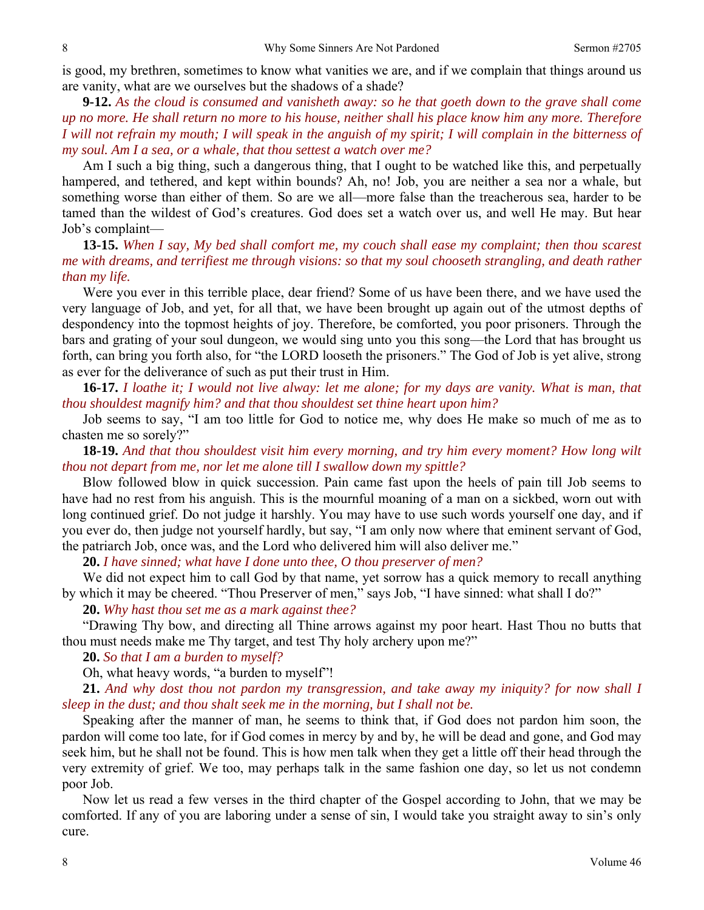is good, my brethren, sometimes to know what vanities we are, and if we complain that things around us are vanity, what are we ourselves but the shadows of a shade?

**9-12.** *As the cloud is consumed and vanisheth away: so he that goeth down to the grave shall come up no more. He shall return no more to his house, neither shall his place know him any more. Therefore I will not refrain my mouth; I will speak in the anguish of my spirit; I will complain in the bitterness of my soul. Am I a sea, or a whale, that thou settest a watch over me?*

Am I such a big thing, such a dangerous thing, that I ought to be watched like this, and perpetually hampered, and tethered, and kept within bounds? Ah, no! Job, you are neither a sea nor a whale, but something worse than either of them. So are we all—more false than the treacherous sea, harder to be tamed than the wildest of God's creatures. God does set a watch over us, and well He may. But hear Job's complaint—

**13-15.** *When I say, My bed shall comfort me, my couch shall ease my complaint; then thou scarest me with dreams, and terrifiest me through visions: so that my soul chooseth strangling, and death rather than my life.*

Were you ever in this terrible place, dear friend? Some of us have been there, and we have used the very language of Job, and yet, for all that, we have been brought up again out of the utmost depths of despondency into the topmost heights of joy. Therefore, be comforted, you poor prisoners. Through the bars and grating of your soul dungeon, we would sing unto you this song—the Lord that has brought us forth, can bring you forth also, for "the LORD looseth the prisoners." The God of Job is yet alive, strong as ever for the deliverance of such as put their trust in Him.

**16-17.** *I loathe it; I would not live alway: let me alone; for my days are vanity. What is man, that thou shouldest magnify him? and that thou shouldest set thine heart upon him?*

Job seems to say, "I am too little for God to notice me, why does He make so much of me as to chasten me so sorely?"

**18-19.** *And that thou shouldest visit him every morning, and try him every moment? How long wilt thou not depart from me, nor let me alone till I swallow down my spittle?*

Blow followed blow in quick succession. Pain came fast upon the heels of pain till Job seems to have had no rest from his anguish. This is the mournful moaning of a man on a sickbed, worn out with long continued grief. Do not judge it harshly. You may have to use such words yourself one day, and if you ever do, then judge not yourself hardly, but say, "I am only now where that eminent servant of God, the patriarch Job, once was, and the Lord who delivered him will also deliver me."

**20.** *I have sinned; what have I done unto thee, O thou preserver of men?*

We did not expect him to call God by that name, yet sorrow has a quick memory to recall anything by which it may be cheered. "Thou Preserver of men," says Job, "I have sinned: what shall I do?"

**20.** *Why hast thou set me as a mark against thee?*

"Drawing Thy bow, and directing all Thine arrows against my poor heart. Hast Thou no butts that thou must needs make me Thy target, and test Thy holy archery upon me?"

**20.** *So that I am a burden to myself?*

Oh, what heavy words, "a burden to myself"!

**21.** *And why dost thou not pardon my transgression, and take away my iniquity? for now shall I sleep in the dust; and thou shalt seek me in the morning, but I shall not be.*

Speaking after the manner of man, he seems to think that, if God does not pardon him soon, the pardon will come too late, for if God comes in mercy by and by, he will be dead and gone, and God may seek him, but he shall not be found. This is how men talk when they get a little off their head through the very extremity of grief. We too, may perhaps talk in the same fashion one day, so let us not condemn poor Job.

Now let us read a few verses in the third chapter of the Gospel according to John, that we may be comforted. If any of you are laboring under a sense of sin, I would take you straight away to sin's only cure.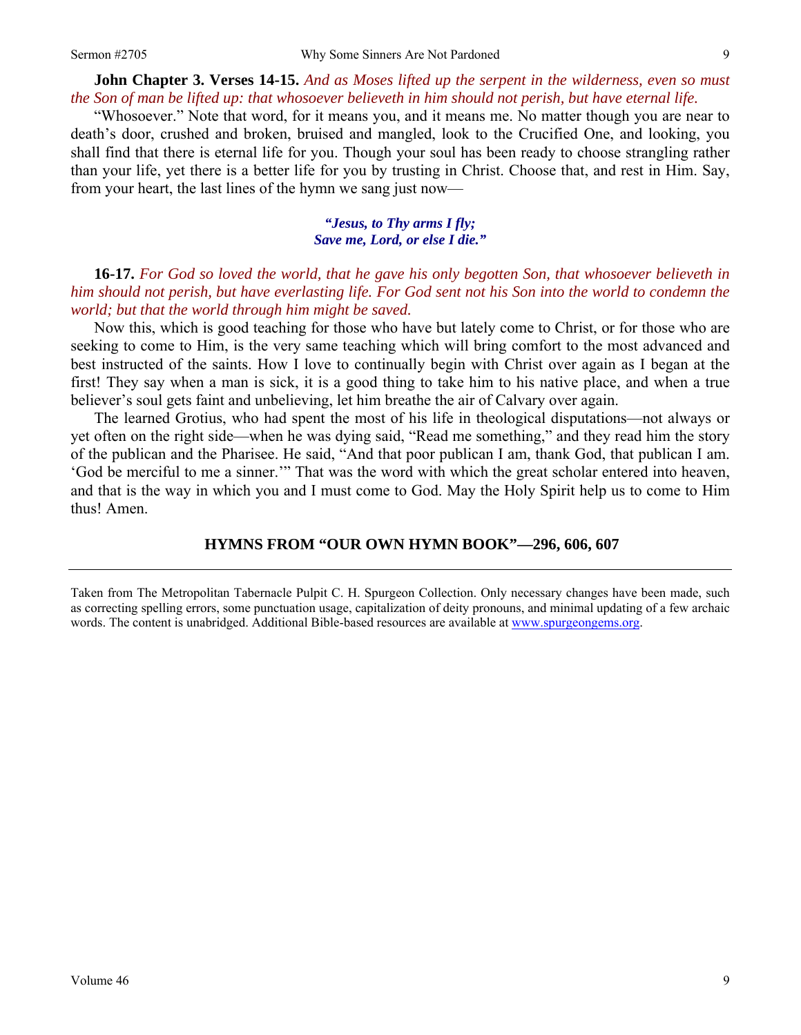**John Chapter 3. Verses 14-15.** *And as Moses lifted up the serpent in the wilderness, even so must the Son of man be lifted up: that whosoever believeth in him should not perish, but have eternal life.*

"Whosoever." Note that word, for it means you, and it means me. No matter though you are near to death's door, crushed and broken, bruised and mangled, look to the Crucified One, and looking, you shall find that there is eternal life for you. Though your soul has been ready to choose strangling rather than your life, yet there is a better life for you by trusting in Christ. Choose that, and rest in Him. Say, from your heart, the last lines of the hymn we sang just now—

***"Jesus, to Thy arms I fly;***
***Save me, Lord, or else I die."***

**16-17.** *For God so loved the world, that he gave his only begotten Son, that whosoever believeth in him should not perish, but have everlasting life. For God sent not his Son into the world to condemn the world; but that the world through him might be saved.*

Now this, which is good teaching for those who have but lately come to Christ, or for those who are seeking to come to Him, is the very same teaching which will bring comfort to the most advanced and best instructed of the saints. How I love to continually begin with Christ over again as I began at the first! They say when a man is sick, it is a good thing to take him to his native place, and when a true believer's soul gets faint and unbelieving, let him breathe the air of Calvary over again.

The learned Grotius, who had spent the most of his life in theological disputations—not always or yet often on the right side—when he was dying said, "Read me something," and they read him the story of the publican and the Pharisee. He said, "And that poor publican I am, thank God, that publican I am. 'God be merciful to me a sinner.'" That was the word with which the great scholar entered into heaven, and that is the way in which you and I must come to God. May the Holy Spirit help us to come to Him thus! Amen.

**HYMNS FROM "OUR OWN HYMN BOOK"—296, 606, 607**

---

Taken from The Metropolitan Tabernacle Pulpit C. H. Spurgeon Collection. Only necessary changes have been made, such as correcting spelling errors, some punctuation usage, capitalization of deity pronouns, and minimal updating of a few archaic words. The content is unabridged. Additional Bible-based resources are available at www.spurgeongems.org.